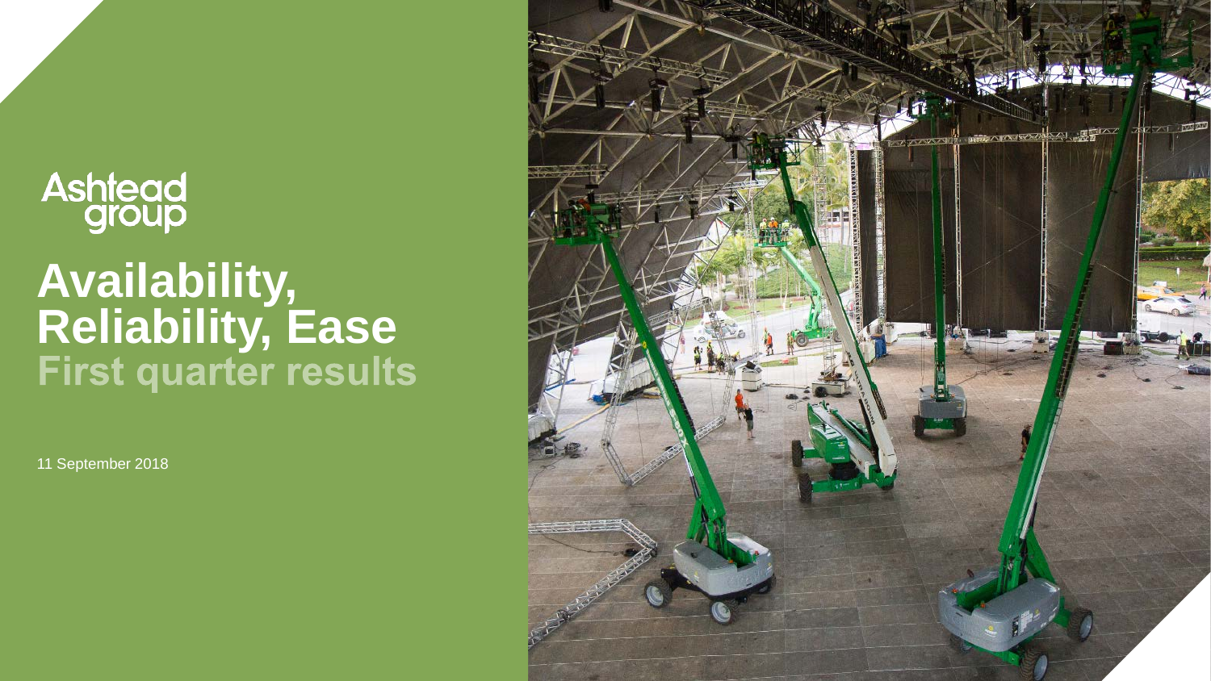Ashtead group

# Availability, Reliability, Ease

## First quarter results

11 September 2018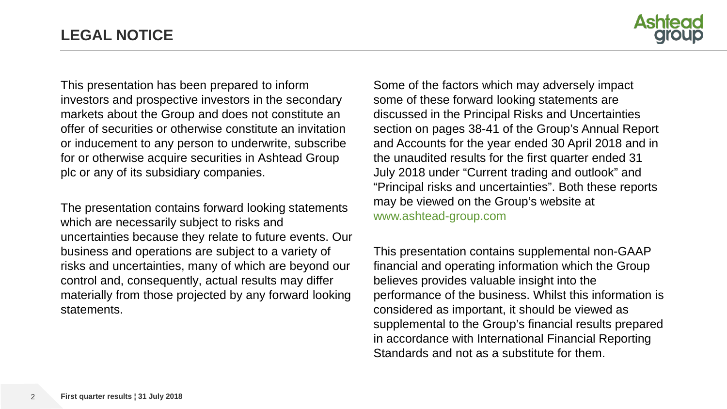## LEGAL NOTICE

This presentation has been prepared to inform investors and prospective investors in the secondary markets about the Group and does not constitute an offer of securities or otherwise constitute an invitation or inducement to any person to underwrite, subscribe for or otherwise acquire securities in Ashtead Group plc or any of its subsidiary companies.

The presentation contains forward looking statements which are necessarily subject to risks and uncertainties because they relate to future events. Our business and operations are subject to a variety of risks and uncertainties, many of which are beyond our control and, consequently, actual results may differ materially from those projected by any forward looking statements.

Some of the factors which may adversely impact some of these forward looking statements are discussed in the Principal Risks and Uncertainties section on pages 38-41 of the Group's Annual Report and Accounts for the year ended 30 April 2018 and in the unaudited results for the first quarter ended 31 July 2018 under "Current trading and outlook" and "Principal risks and uncertainties". Both these reports may be viewed on the Group's website at www.ashtead-group.com

This presentation contains supplemental non-GAAP financial and operating information which the Group believes provides valuable insight into the performance of the business. Whilst this information is considered as important, it should be viewed as supplemental to the Group's financial results prepared in accordance with International Financial Reporting Standards and not as a substitute for them.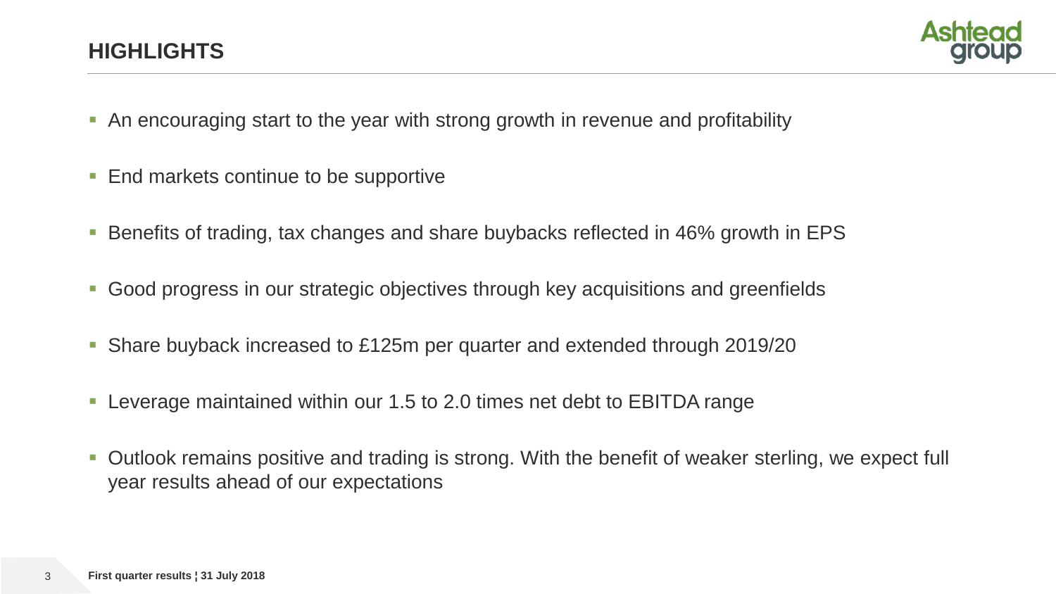# HIGHLIGHTS

- An encouraging start to the year with strong growth in revenue and profitability
- End markets continue to be supportive
- Benefits of trading, tax changes and share buybacks reflected in 46% growth in EPS
- Good progress in our strategic objectives through key acquisitions and greenfields
- Share buyback increased to £125m per quarter and extended through 2019/20
- Leverage maintained within our 1.5 to 2.0 times net debt to EBITDA range
- Outlook remains positive and trading is strong. With the benefit of weaker sterling, we expect full year results ahead of our expectations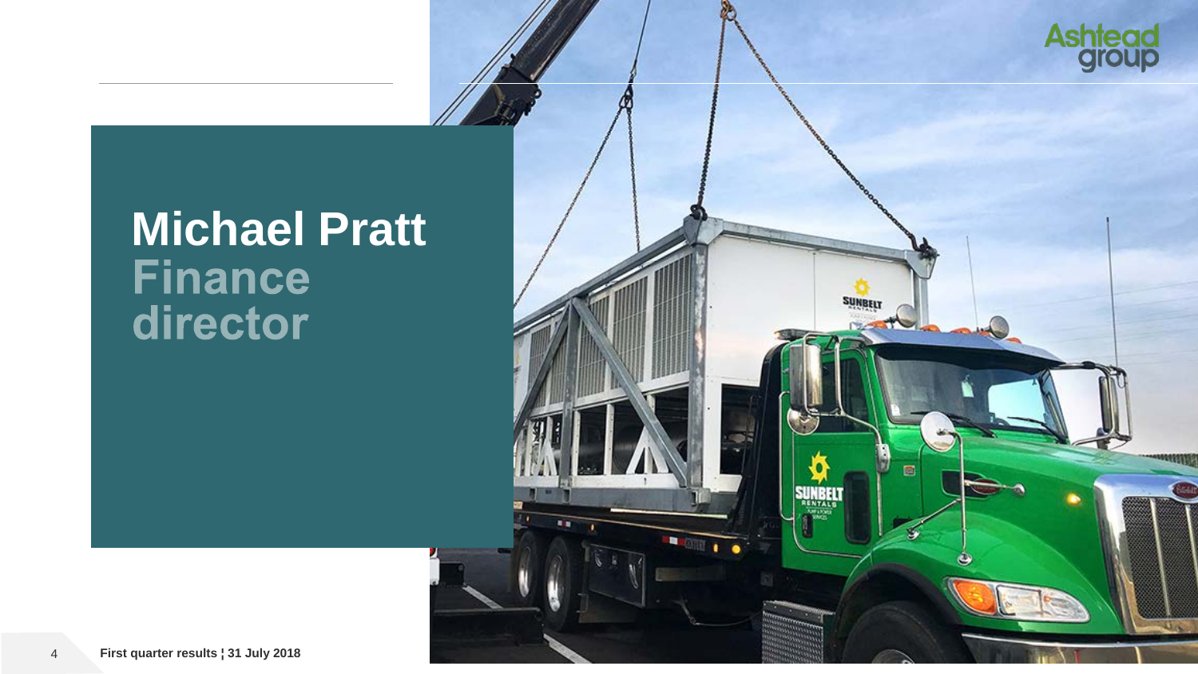# Michael Pratt
## Finance director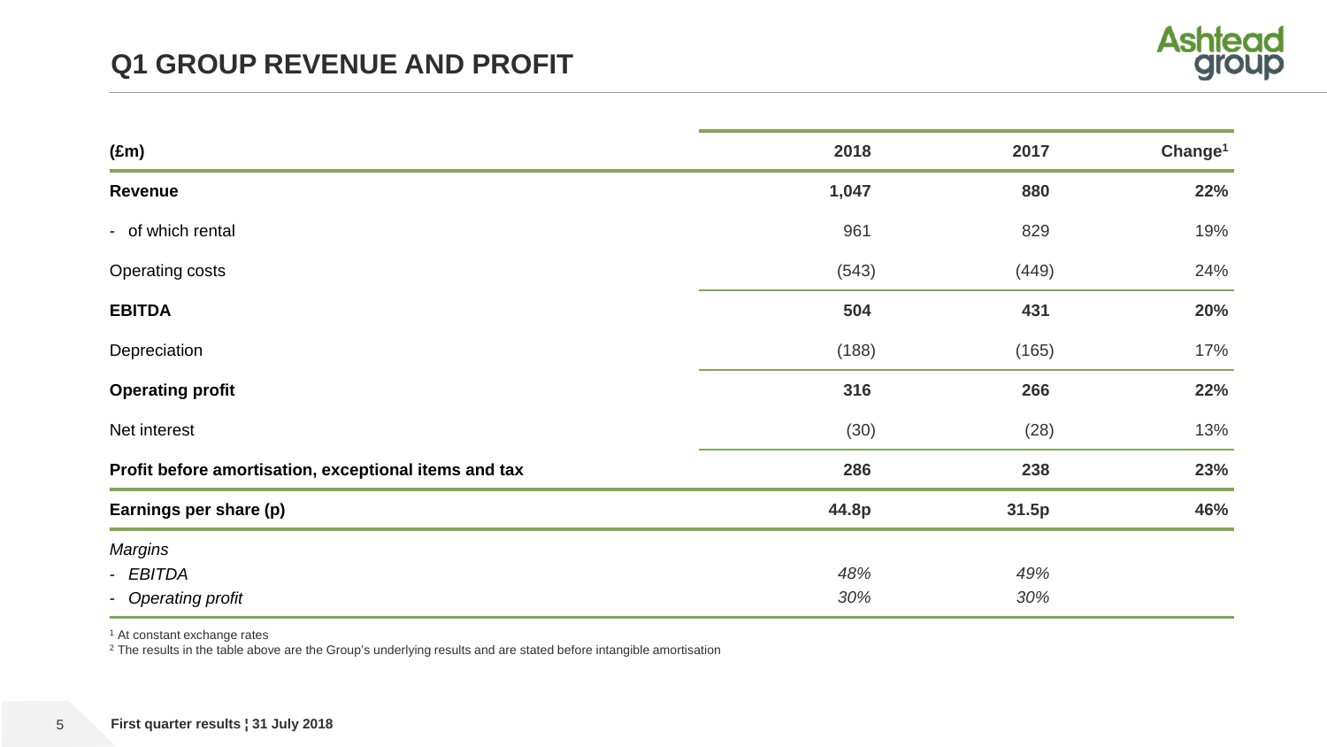# Q1 GROUP REVENUE AND PROFIT

| (£m) | 2018 | 2017 | Change[1] |
|---|---|---|---|
| **Revenue** | **1,047** | **880** | **22%** |
| - of which rental | 961 | 829 | 19% |
| Operating costs | (543) | (449) | 24% |
| **EBITDA** | **504** | **431** | **20%** |
| Depreciation | (188) | (165) | 17% |
| **Operating profit** | **316** | **266** | **22%** |
| Net interest | (30) | (28) | 13% |
| **Profit before amortisation, exceptional items and tax** | **286** | **238** | **23%** |
| **Earnings per share (p)** | **44.8p** | **31.5p** | **46%** |
| *Margins* | | | |
| - *EBITDA* | *48%* | *49%* | |
| - *Operating profit* | *30%* | *30%* | |

[1] At constant exchange rates

[2] The results in the table above are the Group's underlying results and are stated before intangible amortisation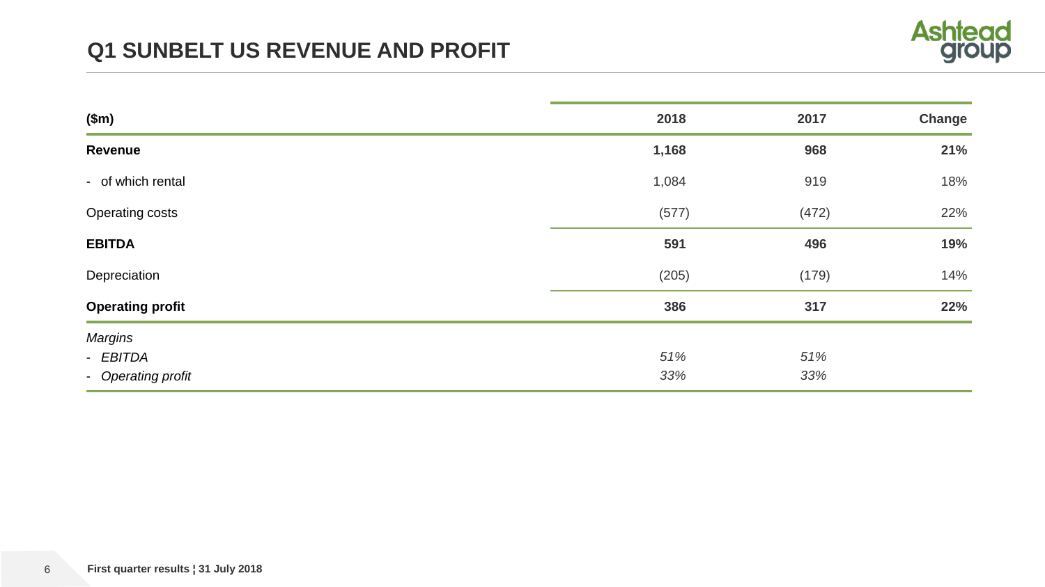# Q1 SUNBELT US REVENUE AND PROFIT

| ($m) | 2018 | 2017 | Change |
|---|---|---|---|
| **Revenue** | **1,168** | **968** | **21%** |
| - of which rental | 1,084 | 919 | 18% |
| Operating costs | (577) | (472) | 22% |
| **EBITDA** | **591** | **496** | **19%** |
| Depreciation | (205) | (179) | 14% |
| **Operating profit** | **386** | **317** | **22%** |
| *Margins* | | | |
| - *EBITDA* | *51%* | *51%* | |
| - *Operating profit* | *33%* | *33%* | |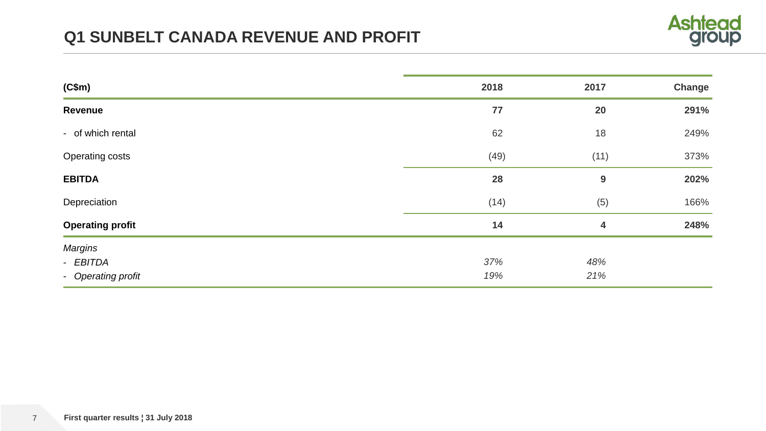# Q1 SUNBELT CANADA REVENUE AND PROFIT

| (C$m) | 2018 | 2017 | Change |
|---|---|---|---|
| **Revenue** | **77** | **20** | **291%** |
| - of which rental | 62 | 18 | 249% |
| Operating costs | (49) | (11) | 373% |
| **EBITDA** | **28** | **9** | **202%** |
| Depreciation | (14) | (5) | 166% |
| **Operating profit** | **14** | **4** | **248%** |
| *Margins* | | | |
| - *EBITDA* | *37%* | *48%* | |
| - *Operating profit* | *19%* | *21%* | |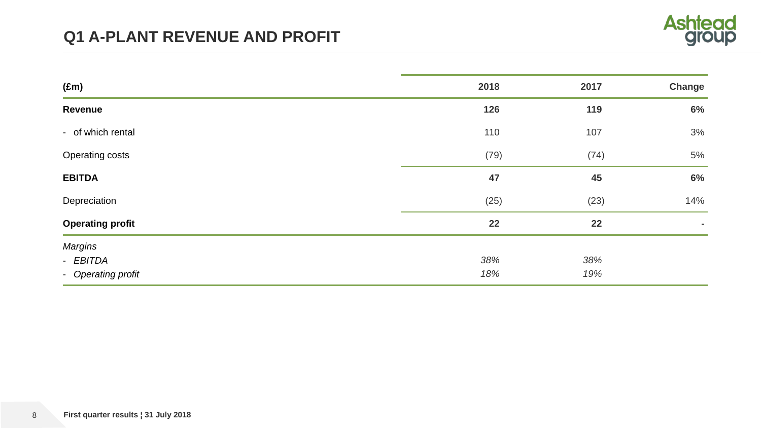# Q1 A-PLANT REVENUE AND PROFIT

| (£m) | 2018 | 2017 | Change |
|---|---|---|---|
| **Revenue** | **126** | **119** | **6%** |
| - of which rental | 110 | 107 | 3% |
| Operating costs | (79) | (74) | 5% |
| **EBITDA** | **47** | **45** | **6%** |
| Depreciation | (25) | (23) | 14% |
| **Operating profit** | **22** | **22** | **-** |
| *Margins* | | | |
| *- EBITDA* | *38%* | *38%* | |
| *- Operating profit* | *18%* | *19%* | |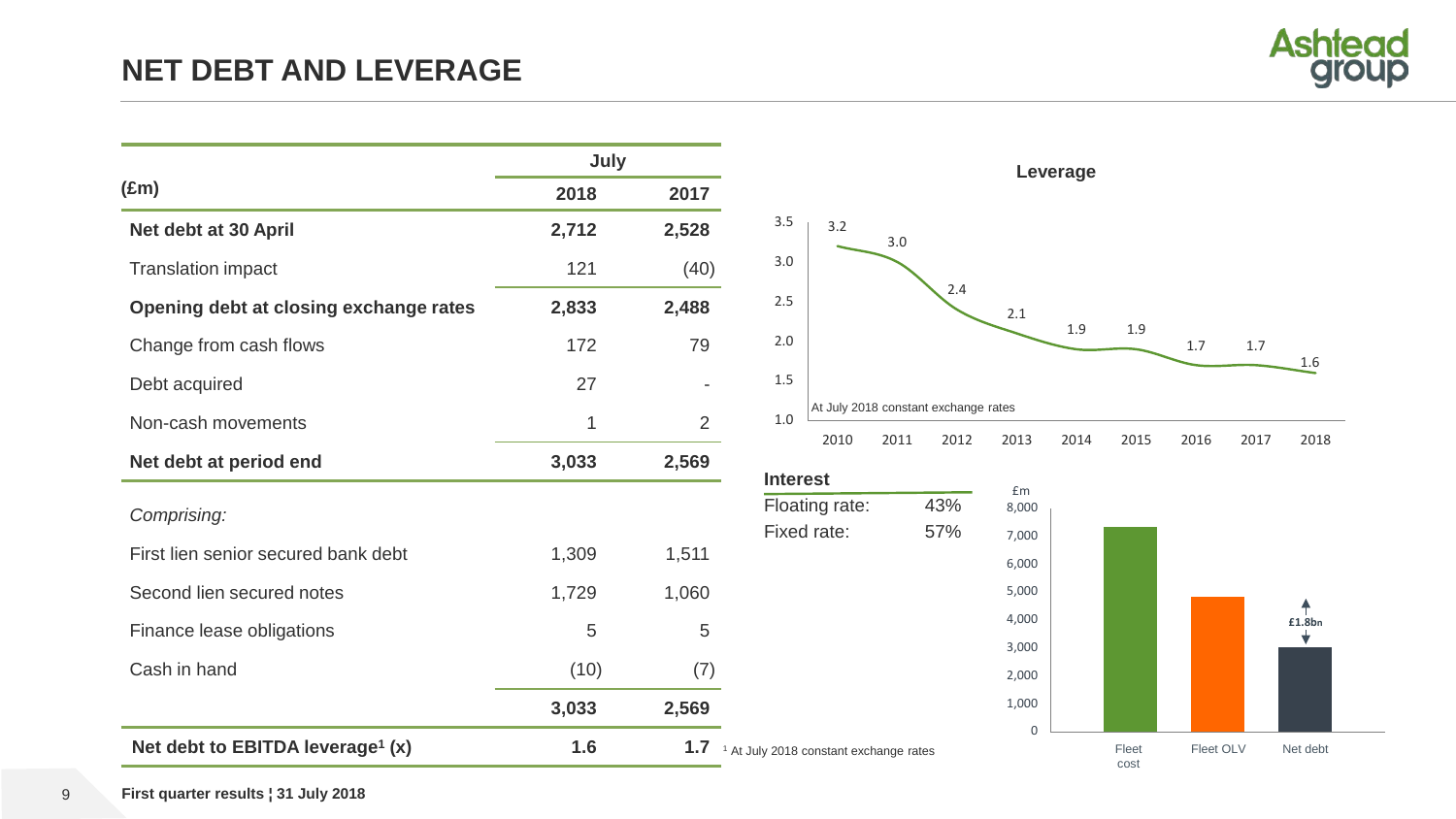# NET DEBT AND LEVERAGE

| (£m) | July 2018 | July 2017 |
|---|---|---|
| **Net debt at 30 April** | **2,712** | **2,528** |
| Translation impact | 121 | (40) |
| **Opening debt at closing exchange rates** | **2,833** | **2,488** |
| Change from cash flows | 172 | 79 |
| Debt acquired | 27 | - |
| Non-cash movements | 1 | 2 |
| **Net debt at period end** | **3,033** | **2,569** |
| *Comprising:* | | |
| First lien senior secured bank debt | 1,309 | 1,511 |
| Second lien secured notes | 1,729 | 1,060 |
| Finance lease obligations | 5 | 5 |
| Cash in hand | (10) | (7) |
| | **3,033** | **2,569** |
| **Net debt to EBITDA leverage[1] (x)** | **1.6** | **1.7** |

[1] At July 2018 constant exchange rates

**Leverage**

| 2010 | 2011 | 2012 | 2013 | 2014 | 2015 | 2016 | 2017 | 2018 |
|---|---|---|---|---|---|---|---|---|
| 3.2 | 3.0 | 2.4 | 2.1 | 1.9 | 1.9 | 1.7 | 1.7 | 1.6 |

At July 2018 constant exchange rates

**Interest**

| | |
|---|---|
| Floating rate: | 43% |
| Fixed rate: | 57% |

£m: Fleet cost, Fleet OLV, Net debt — £1.8bn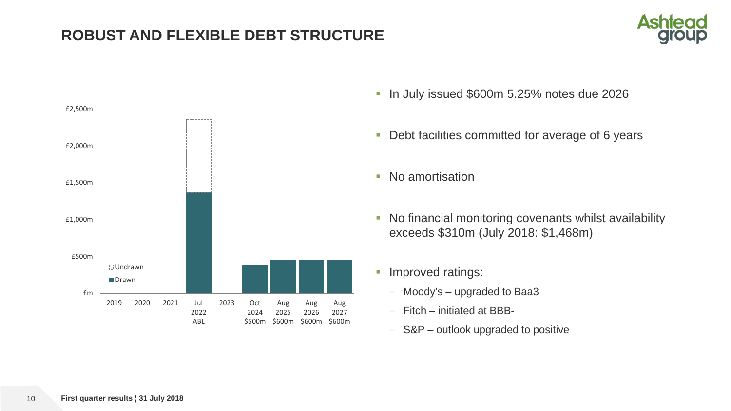# ROBUST AND FLEXIBLE DEBT STRUCTURE

£2,500m
£2,000m
£1,500m
£1,000m
£500m
£m

Undrawn
Drawn

2019 | 2020 | 2021 | Jul 2022 ABL | 2023 | Oct 2024 $500m | Aug 2025 $600m | Aug 2026 $600m | Aug 2027 $600m

- In July issued $600m 5.25% notes due 2026
- Debt facilities committed for average of 6 years
- No amortisation
- No financial monitoring covenants whilst availability exceeds $310m (July 2018: $1,468m)
- Improved ratings:
  - Moody's – upgraded to Baa3
  - Fitch – initiated at BBB-
  - S&P – outlook upgraded to positive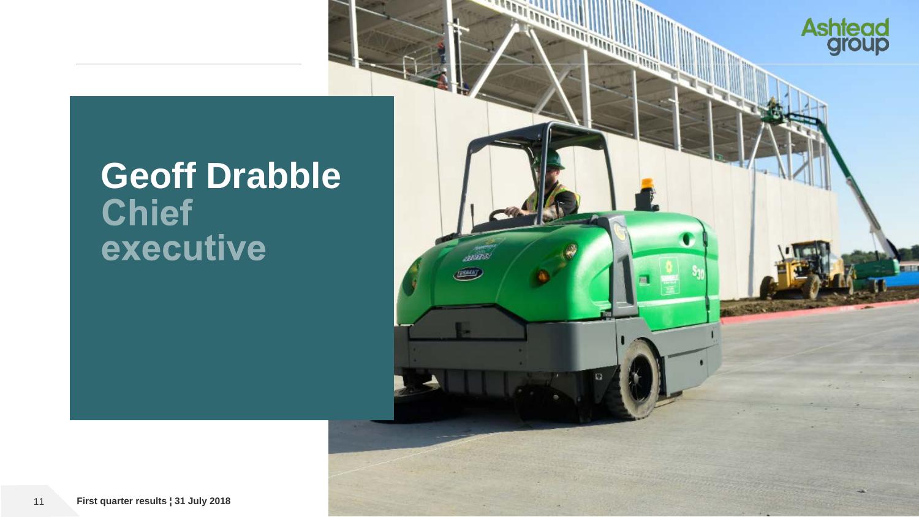# Geoff Drabble
## Chief executive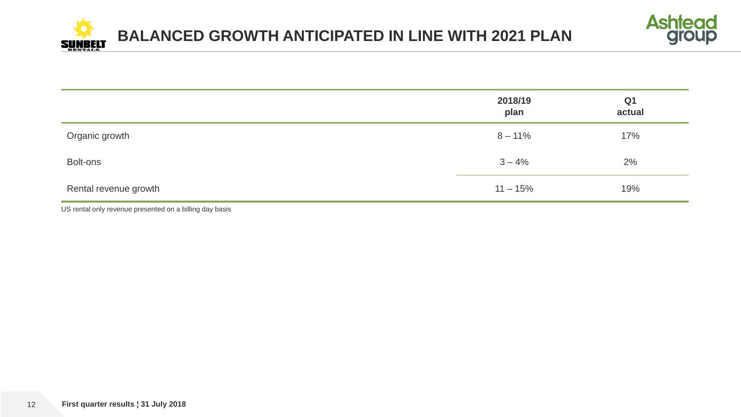# BALANCED GROWTH ANTICIPATED IN LINE WITH 2021 PLAN

| | 2018/19 plan | Q1 actual |
|---|---|---|
| Organic growth | 8 – 11% | 17% |
| Bolt-ons | 3 – 4% | 2% |
| Rental revenue growth | 11 – 15% | 19% |

US rental only revenue presented on a billing day basis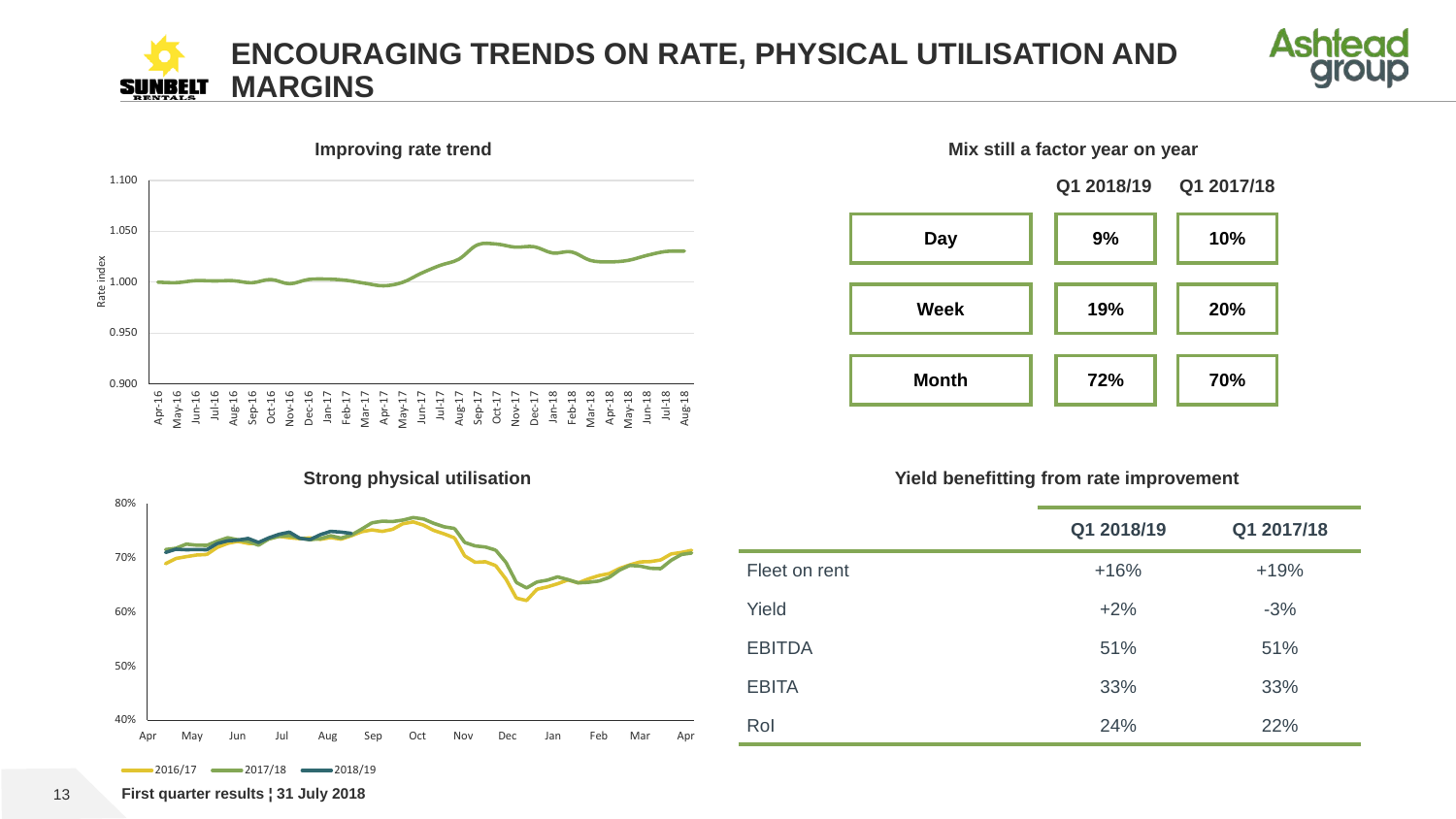# ENCOURAGING TRENDS ON RATE, PHYSICAL UTILISATION AND MARGINS

## Improving rate trend

Rate index

1.100
1.050
1.000
0.950
0.900

Apr-16 May-16 Jun-16 Jul-16 Aug-16 Sep-16 Oct-16 Nov-16 Dec-16 Jan-17 Feb-17 Mar-17 Apr-17 May-17 Jun-17 Jul-17 Aug-17 Sep-17 Oct-17 Nov-17 Dec-17 Jan-18 Feb-18 Mar-18 Apr-18 May-18 Jun-18 Jul-18 Aug-18

## Mix still a factor year on year

| | Q1 2018/19 | Q1 2017/18 |
|---|---|---|
| Day | 9% | 10% |
| Week | 19% | 20% |
| Month | 72% | 70% |

## Strong physical utilisation

80%
70%
60%
50%
40%

Apr May Jun Jul Aug Sep Oct Nov Dec Jan Feb Mar Apr

2016/17 2017/18 2018/19

## Yield benefitting from rate improvement

| | Q1 2018/19 | Q1 2017/18 |
|---|---|---|
| Fleet on rent | +16% | +19% |
| Yield | +2% | -3% |
| EBITDA | 51% | 51% |
| EBITA | 33% | 33% |
| RoI | 24% | 22% |

First quarter results ¦ 31 July 2018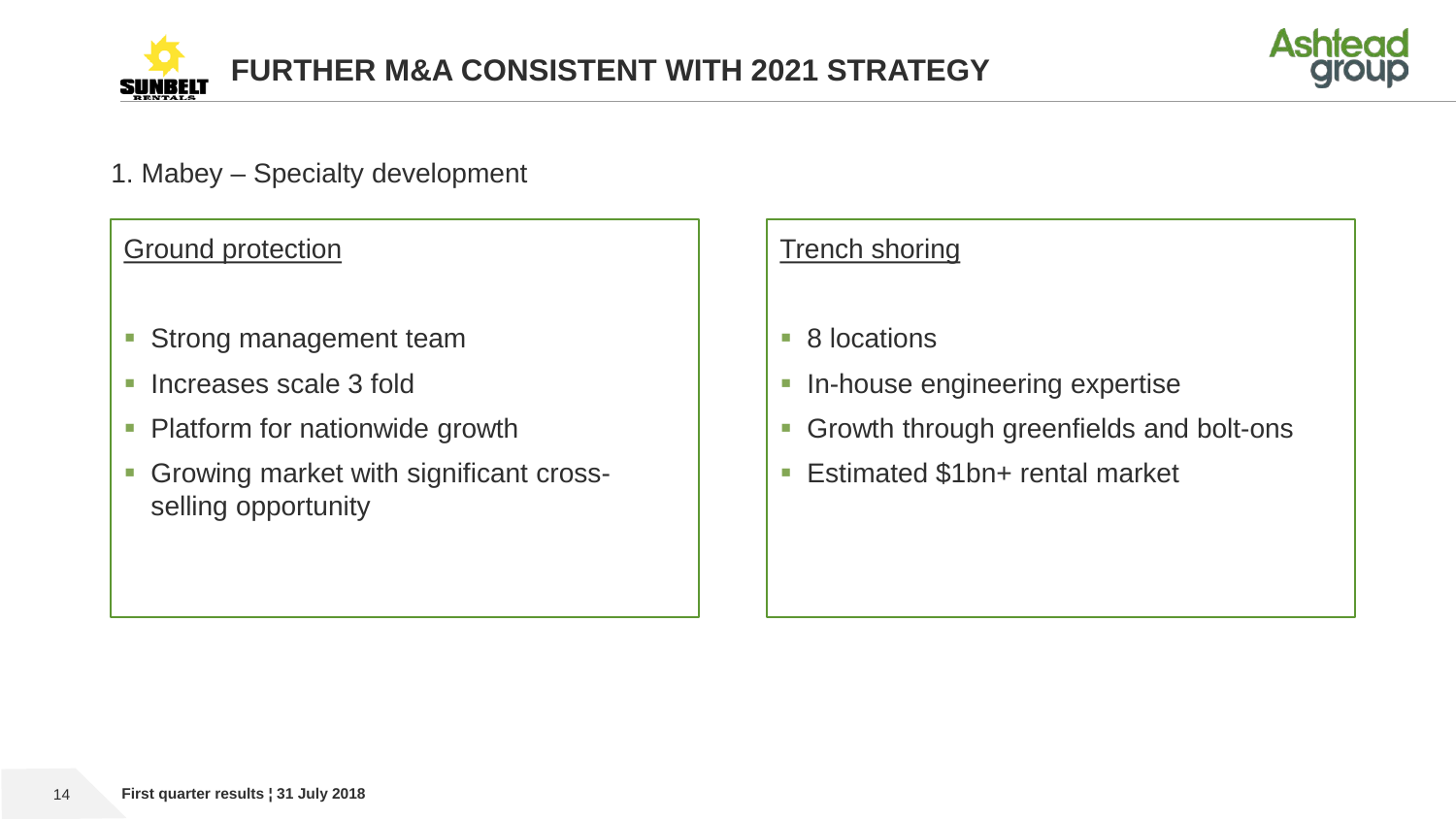# FURTHER M&A CONSISTENT WITH 2021 STRATEGY

1. Mabey – Specialty development

## Ground protection

- Strong management team
- Increases scale 3 fold
- Platform for nationwide growth
- Growing market with significant cross-selling opportunity

## Trench shoring

- 8 locations
- In-house engineering expertise
- Growth through greenfields and bolt-ons
- Estimated $1bn+ rental market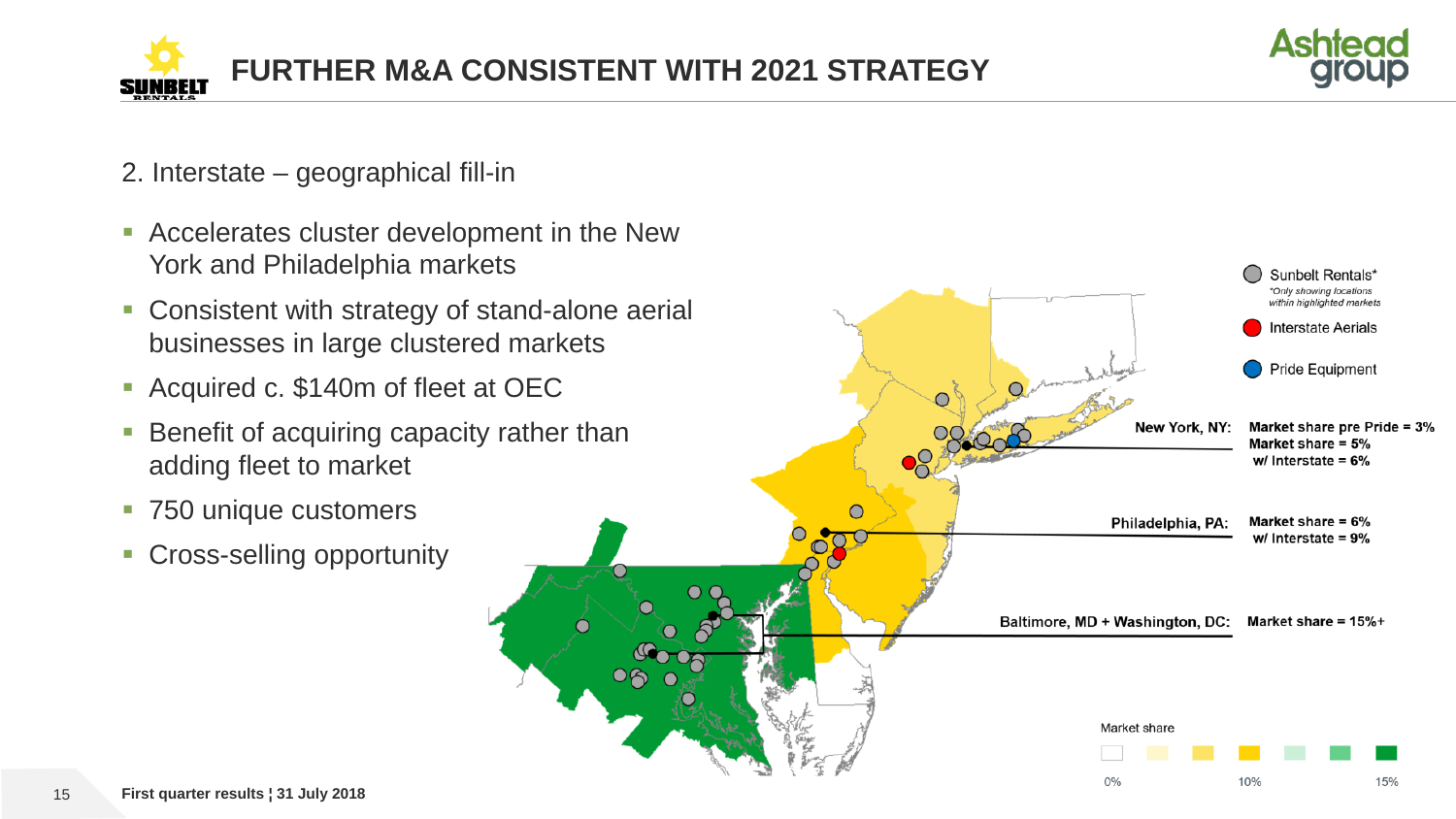# FURTHER M&A CONSISTENT WITH 2021 STRATEGY

## 2. Interstate – geographical fill-in

- Accelerates cluster development in the New York and Philadelphia markets
- Consistent with strategy of stand-alone aerial businesses in large clustered markets
- Acquired c. $140m of fleet at OEC
- Benefit of acquiring capacity rather than adding fleet to market
- 750 unique customers
- Cross-selling opportunity

Sunbelt Rentals*
*Only showing locations within highlighted markets

Interstate Aerials

Pride Equipment

**New York, NY:** Market share pre Pride = 3%, Market share = 5%, w/ Interstate = 6%

**Philadelphia, PA:** Market share = 6%, w/ Interstate = 9%

**Baltimore, MD + Washington, DC:** Market share = 15%+

Market share: 0% – 10% – 15%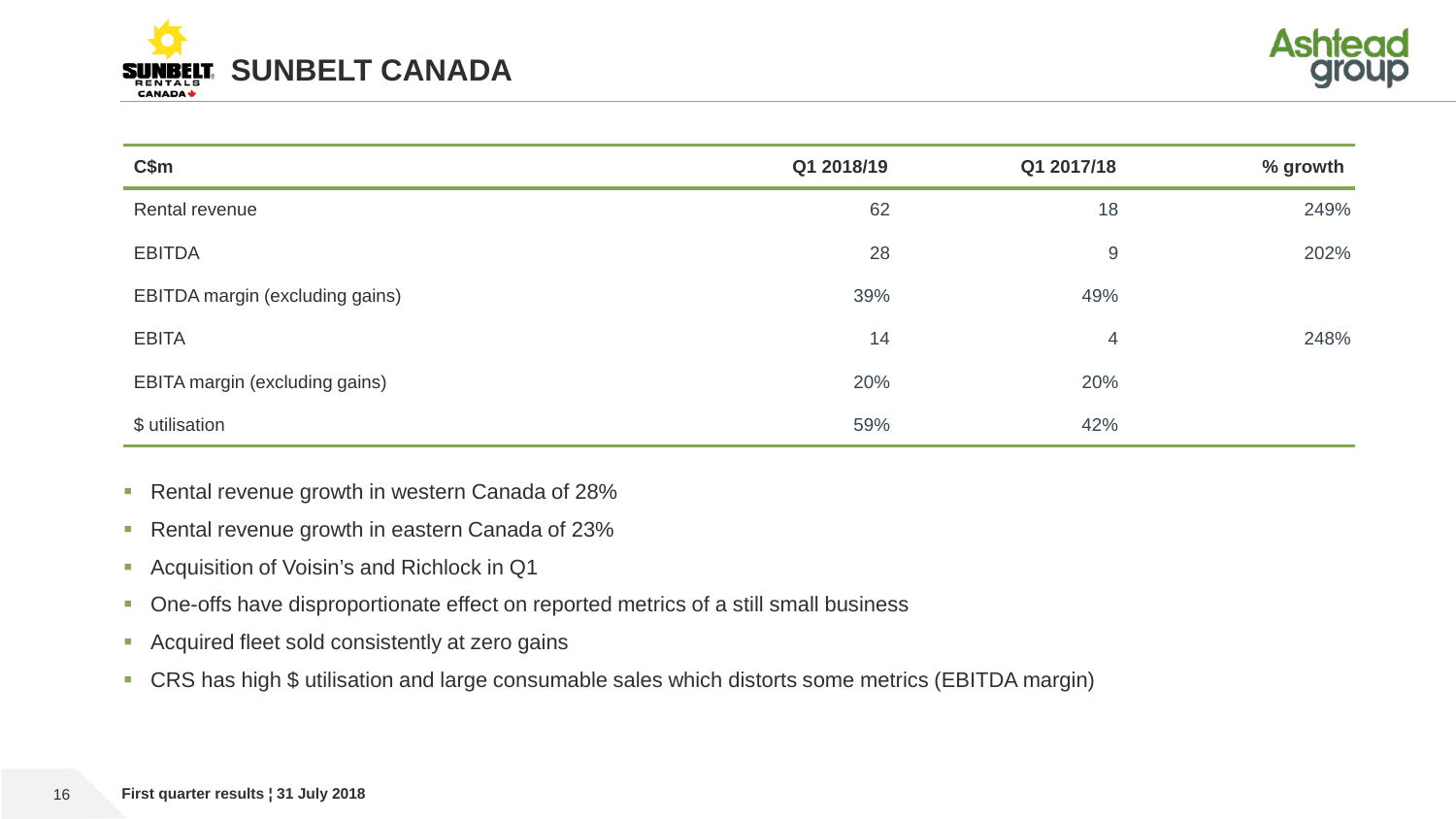# SUNBELT CANADA

| C$m | Q1 2018/19 | Q1 2017/18 | % growth |
| --- | --- | --- | --- |
| Rental revenue | 62 | 18 | 249% |
| EBITDA | 28 | 9 | 202% |
| EBITDA margin (excluding gains) | 39% | 49% | |
| EBITA | 14 | 4 | 248% |
| EBITA margin (excluding gains) | 20% | 20% | |
| $ utilisation | 59% | 42% | |

- Rental revenue growth in western Canada of 28%
- Rental revenue growth in eastern Canada of 23%
- Acquisition of Voisin's and Richlock in Q1
- One-offs have disproportionate effect on reported metrics of a still small business
- Acquired fleet sold consistently at zero gains
- CRS has high $ utilisation and large consumable sales which distorts some metrics (EBITDA margin)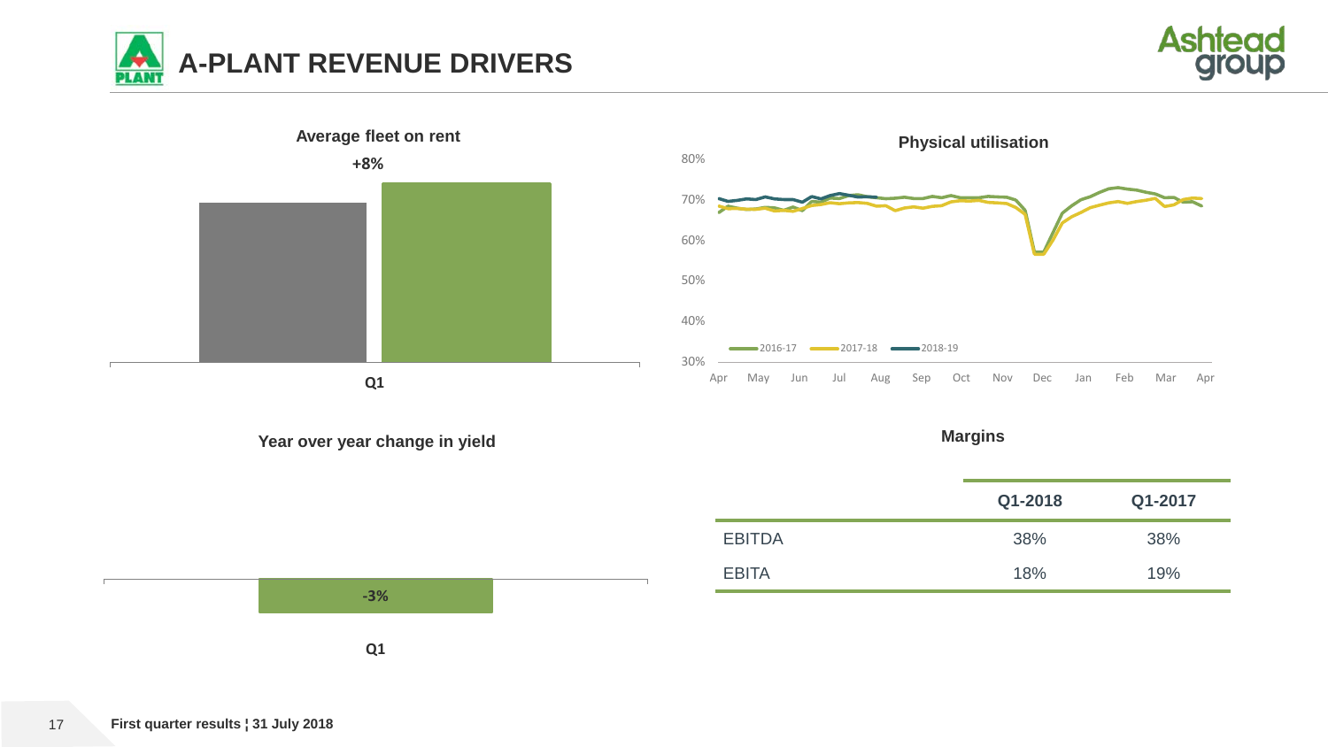# A-PLANT REVENUE DRIVERS

**Average fleet on rent**

**+8%**

Q1

**Physical utilisation**

80%
70%
60%
50%
40%
30%

Apr May Jun Jul Aug Sep Oct Nov Dec Jan Feb Mar Apr

2016-17 2017-18 2018-19

**Year over year change in yield**

-3%

Q1

**Margins**

| | Q1-2018 | Q1-2017 |
|---|---|---|
| EBITDA | 38% | 38% |
| EBITA | 18% | 19% |

First quarter results ¦ 31 July 2018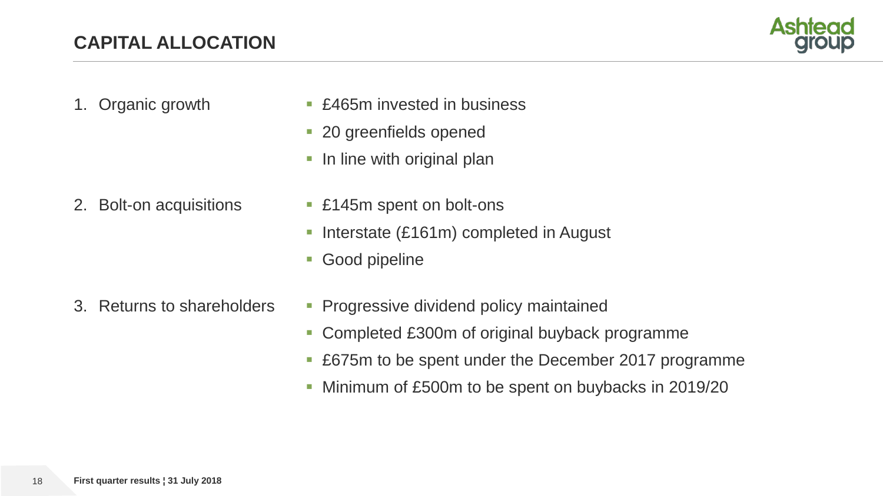# CAPITAL ALLOCATION

1. Organic growth
   - £465m invested in business
   - 20 greenfields opened
   - In line with original plan

2. Bolt-on acquisitions
   - £145m spent on bolt-ons
   - Interstate (£161m) completed in August
   - Good pipeline

3. Returns to shareholders
   - Progressive dividend policy maintained
   - Completed £300m of original buyback programme
   - £675m to be spent under the December 2017 programme
   - Minimum of £500m to be spent on buybacks in 2019/20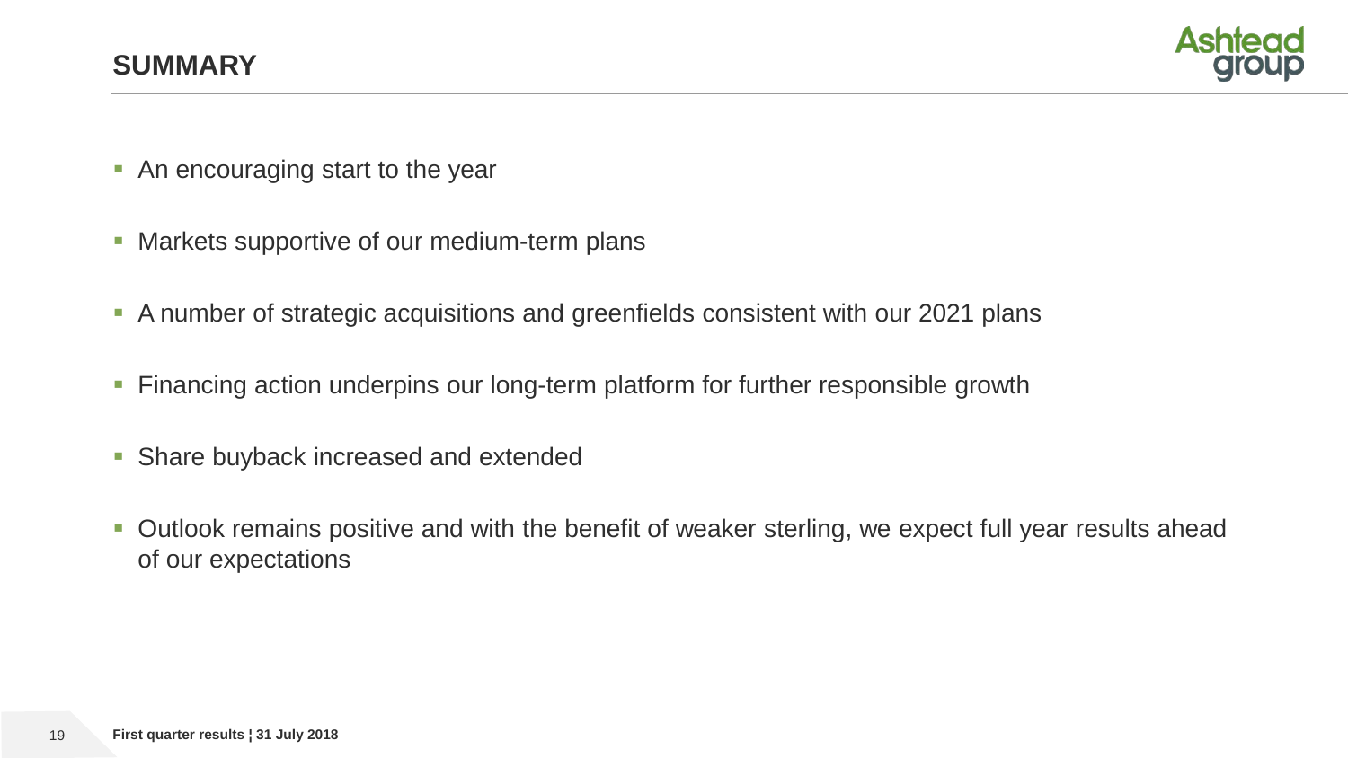## SUMMARY

- An encouraging start to the year
- Markets supportive of our medium-term plans
- A number of strategic acquisitions and greenfields consistent with our 2021 plans
- Financing action underpins our long-term platform for further responsible growth
- Share buyback increased and extended
- Outlook remains positive and with the benefit of weaker sterling, we expect full year results ahead of our expectations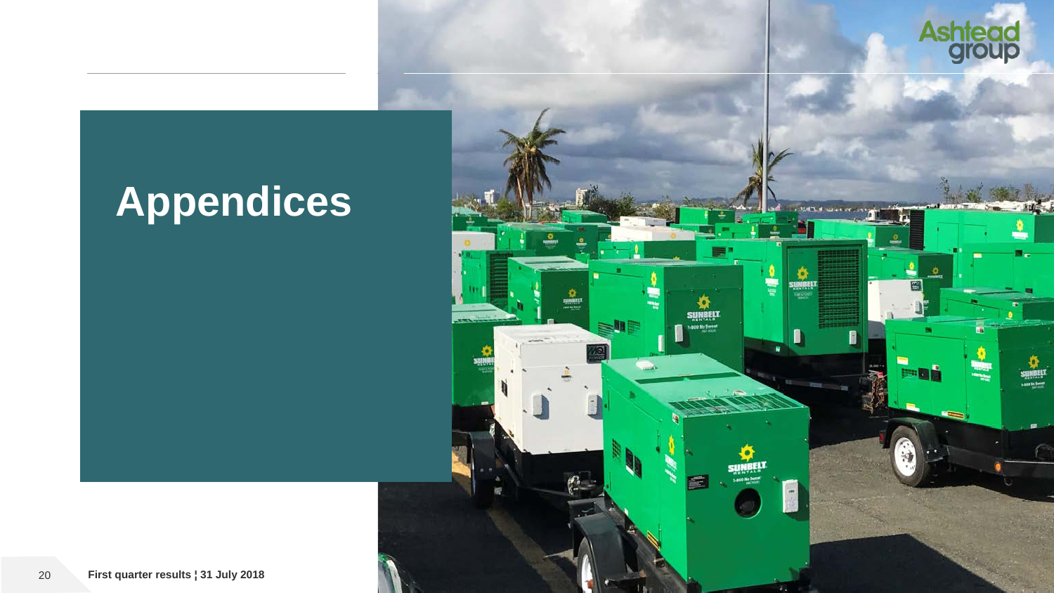# Appendices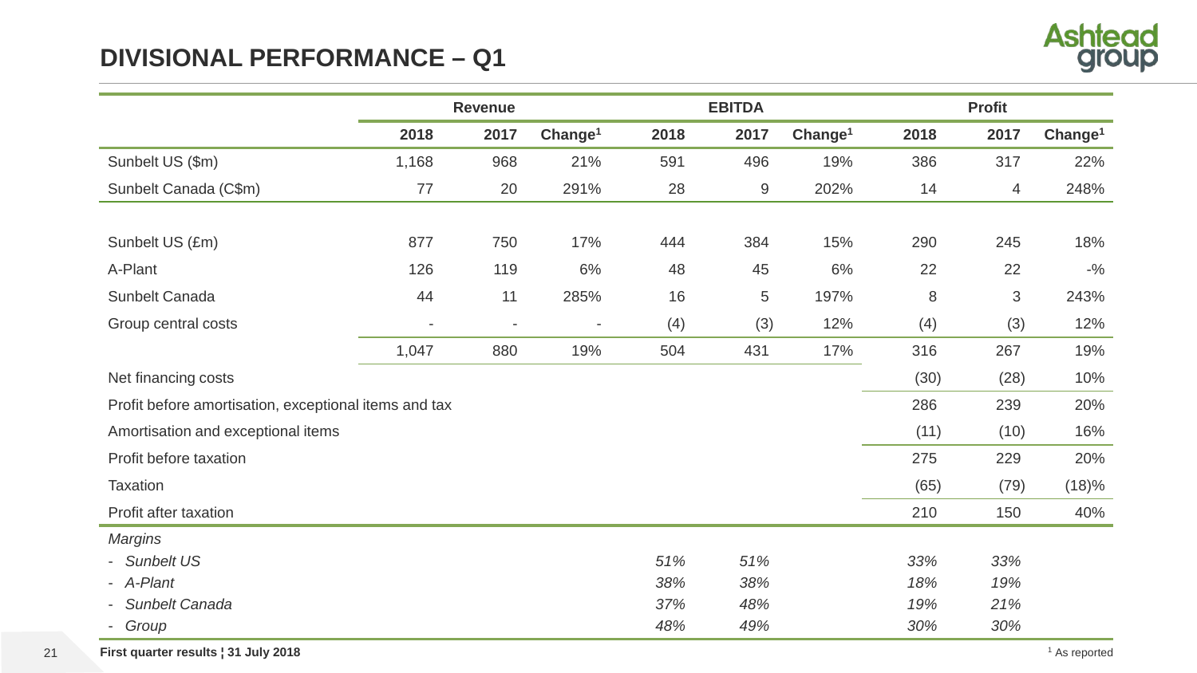# DIVISIONAL PERFORMANCE – Q1

| | Revenue | | | EBITDA | | | Profit | | |
|---|---|---|---|---|---|---|---|---|---|
| | 2018 | 2017 | Change[1] | 2018 | 2017 | Change[1] | 2018 | 2017 | Change[1] |
| Sunbelt US ($m) | 1,168 | 968 | 21% | 591 | 496 | 19% | 386 | 317 | 22% |
| Sunbelt Canada (C$m) | 77 | 20 | 291% | 28 | 9 | 202% | 14 | 4 | 248% |
| | | | | | | | | | |
| Sunbelt US (£m) | 877 | 750 | 17% | 444 | 384 | 15% | 290 | 245 | 18% |
| A-Plant | 126 | 119 | 6% | 48 | 45 | 6% | 22 | 22 | -% |
| Sunbelt Canada | 44 | 11 | 285% | 16 | 5 | 197% | 8 | 3 | 243% |
| Group central costs | - | - | - | (4) | (3) | 12% | (4) | (3) | 12% |
| | 1,047 | 880 | 19% | 504 | 431 | 17% | 316 | 267 | 19% |
| Net financing costs | | | | | | | (30) | (28) | 10% |
| Profit before amortisation, exceptional items and tax | | | | | | | 286 | 239 | 20% |
| Amortisation and exceptional items | | | | | | | (11) | (10) | 16% |
| Profit before taxation | | | | | | | 275 | 229 | 20% |
| Taxation | | | | | | | (65) | (79) | (18)% |
| Profit after taxation | | | | | | | 210 | 150 | 40% |
| *Margins* | | | | | | | | | |
| - *Sunbelt US* | | | | *51%* | *51%* | | *33%* | *33%* | |
| - *A-Plant* | | | | *38%* | *38%* | | *18%* | *19%* | |
| - *Sunbelt Canada* | | | | *37%* | *48%* | | *19%* | *21%* | |
| - *Group* | | | | *48%* | *49%* | | *30%* | *30%* | |

[1] As reported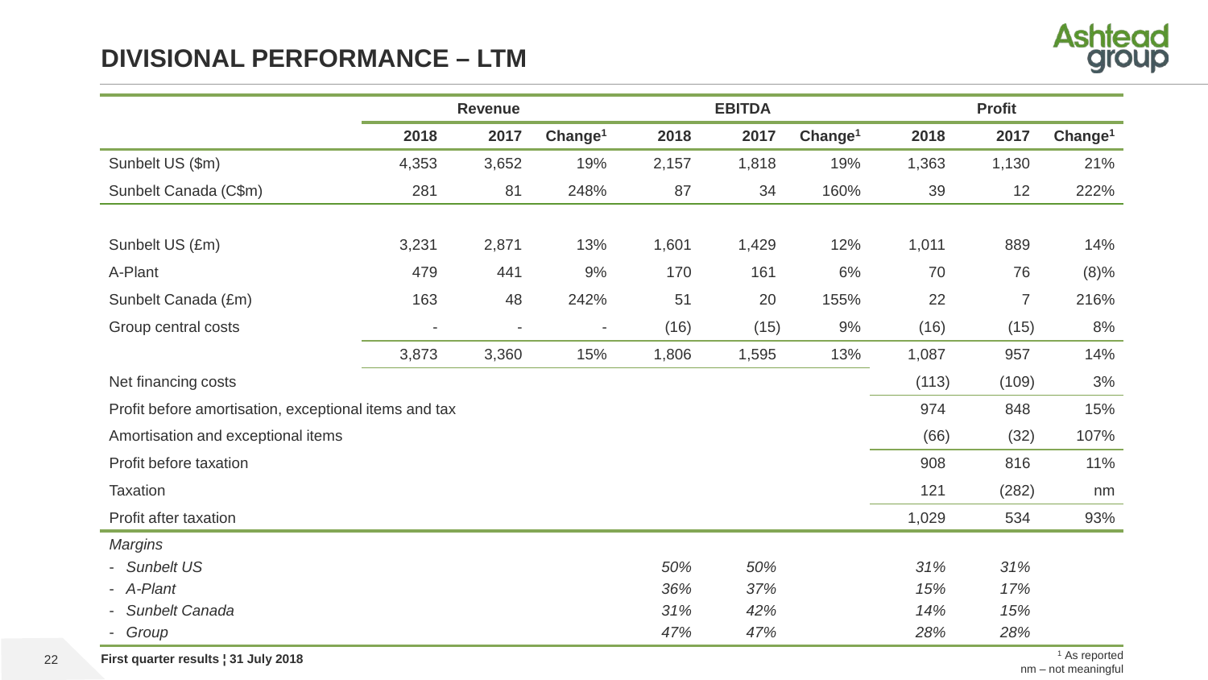# DIVISIONAL PERFORMANCE – LTM

| | Revenue | | | EBITDA | | | Profit | | |
|---|---|---|---|---|---|---|---|---|---|
| | 2018 | 2017 | Change[1] | 2018 | 2017 | Change[1] | 2018 | 2017 | Change[1] |
| Sunbelt US ($m) | 4,353 | 3,652 | 19% | 2,157 | 1,818 | 19% | 1,363 | 1,130 | 21% |
| Sunbelt Canada (C$m) | 281 | 81 | 248% | 87 | 34 | 160% | 39 | 12 | 222% |
| | | | | | | | | | |
| Sunbelt US (£m) | 3,231 | 2,871 | 13% | 1,601 | 1,429 | 12% | 1,011 | 889 | 14% |
| A-Plant | 479 | 441 | 9% | 170 | 161 | 6% | 70 | 76 | (8)% |
| Sunbelt Canada (£m) | 163 | 48 | 242% | 51 | 20 | 155% | 22 | 7 | 216% |
| Group central costs | - | - | - | (16) | (15) | 9% | (16) | (15) | 8% |
| | 3,873 | 3,360 | 15% | 1,806 | 1,595 | 13% | 1,087 | 957 | 14% |
| Net financing costs | | | | | | | (113) | (109) | 3% |
| Profit before amortisation, exceptional items and tax | | | | | | | 974 | 848 | 15% |
| Amortisation and exceptional items | | | | | | | (66) | (32) | 107% |
| Profit before taxation | | | | | | | 908 | 816 | 11% |
| Taxation | | | | | | | 121 | (282) | nm |
| Profit after taxation | | | | | | | 1,029 | 534 | 93% |
| *Margins* | | | | | | | | | |
| - *Sunbelt US* | | | | *50%* | *50%* | | *31%* | *31%* | |
| - *A-Plant* | | | | *36%* | *37%* | | *15%* | *17%* | |
| - *Sunbelt Canada* | | | | *31%* | *42%* | | *14%* | *15%* | |
| - *Group* | | | | *47%* | *47%* | | *28%* | *28%* | |

[1] As reported
nm – not meaningful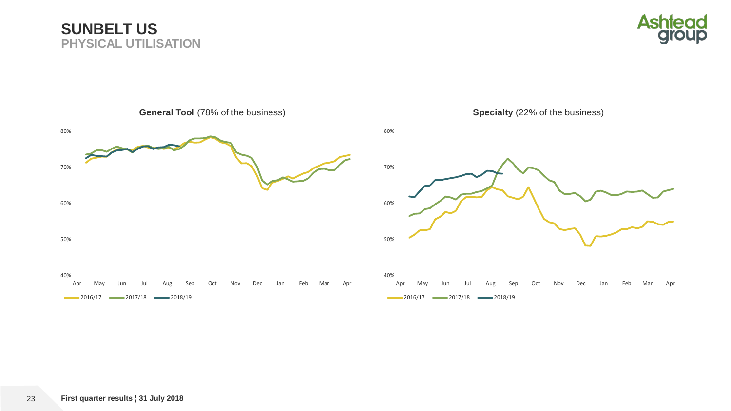# SUNBELT US

## PHYSICAL UTILISATION

**General Tool** (78% of the business)

80%
70%
60%
50%
40%

Apr May Jun Jul Aug Sep Oct Nov Dec Jan Feb Mar Apr

2016/17 2017/18 2018/19

**Specialty** (22% of the business)

80%
70%
60%
50%
40%

Apr May Jun Jul Aug Sep Oct Nov Dec Jan Feb Mar Apr

2016/17 2017/18 2018/19

**First quarter results ¦ 31 July 2018**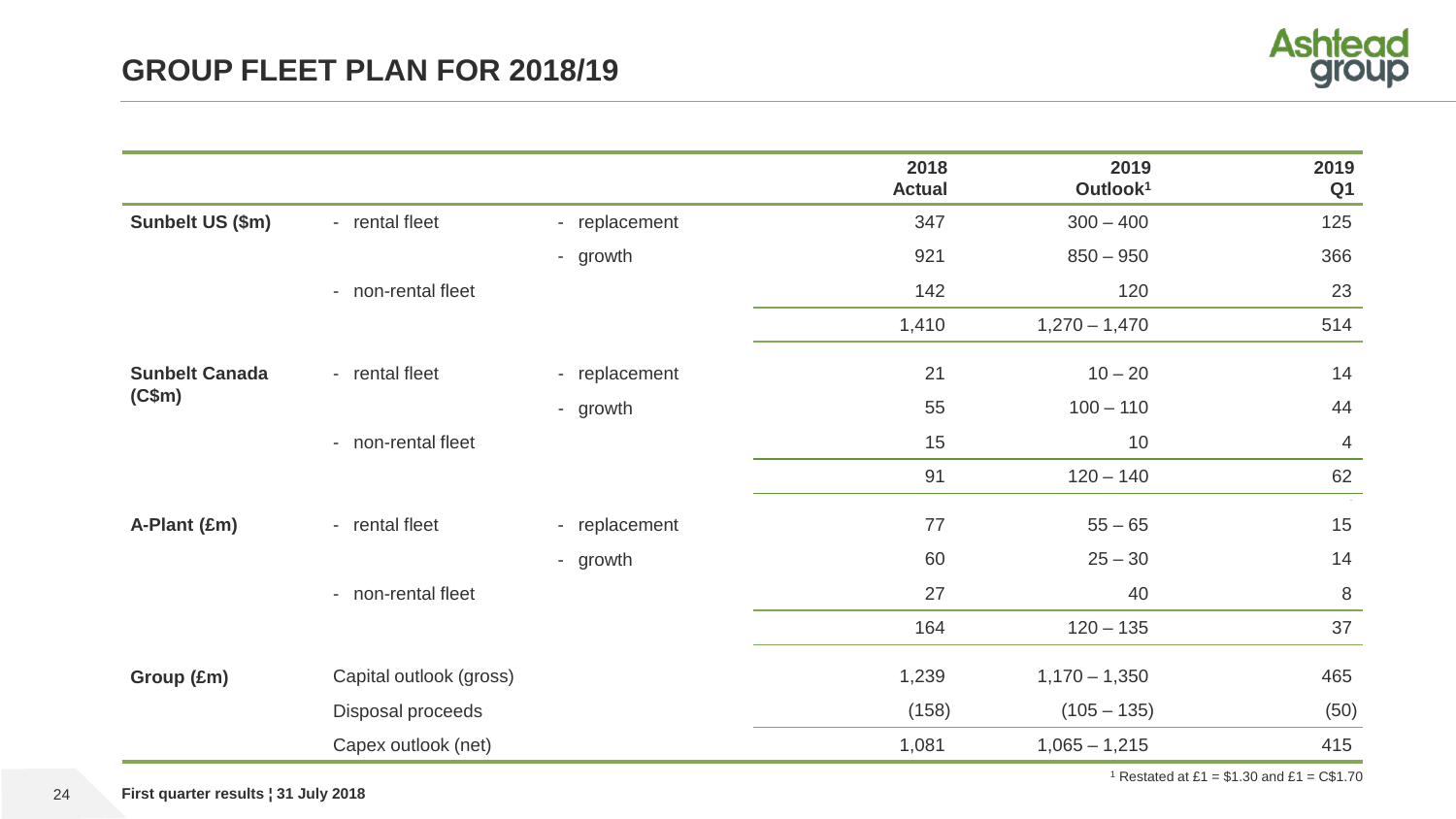# GROUP FLEET PLAN FOR 2018/19

| | | | 2018 Actual | 2019 Outlook[1] | 2019 Q1 |
|---|---|---|---|---|---|
| **Sunbelt US ($m)** | - rental fleet | - replacement | 347 | 300 – 400 | 125 |
| | | - growth | 921 | 850 – 950 | 366 |
| | - non-rental fleet | | 142 | 120 | 23 |
| | | | 1,410 | 1,270 – 1,470 | 514 |
| **Sunbelt Canada (C$m)** | - rental fleet | - replacement | 21 | 10 – 20 | 14 |
| | | - growth | 55 | 100 – 110 | 44 |
| | - non-rental fleet | | 15 | 10 | 4 |
| | | | 91 | 120 – 140 | 62 |
| **A-Plant (£m)** | - rental fleet | - replacement | 77 | 55 – 65 | 15 |
| | | - growth | 60 | 25 – 30 | 14 |
| | - non-rental fleet | | 27 | 40 | 8 |
| | | | 164 | 120 – 135 | 37 |
| **Group (£m)** | Capital outlook (gross) | | 1,239 | 1,170 – 1,350 | 465 |
| | Disposal proceeds | | (158) | (105 – 135) | (50) |
| | Capex outlook (net) | | 1,081 | 1,065 – 1,215 | 415 |

[1] Restated at £1 = $1.30 and £1 = C$1.70

**First quarter results ¦ 31 July 2018**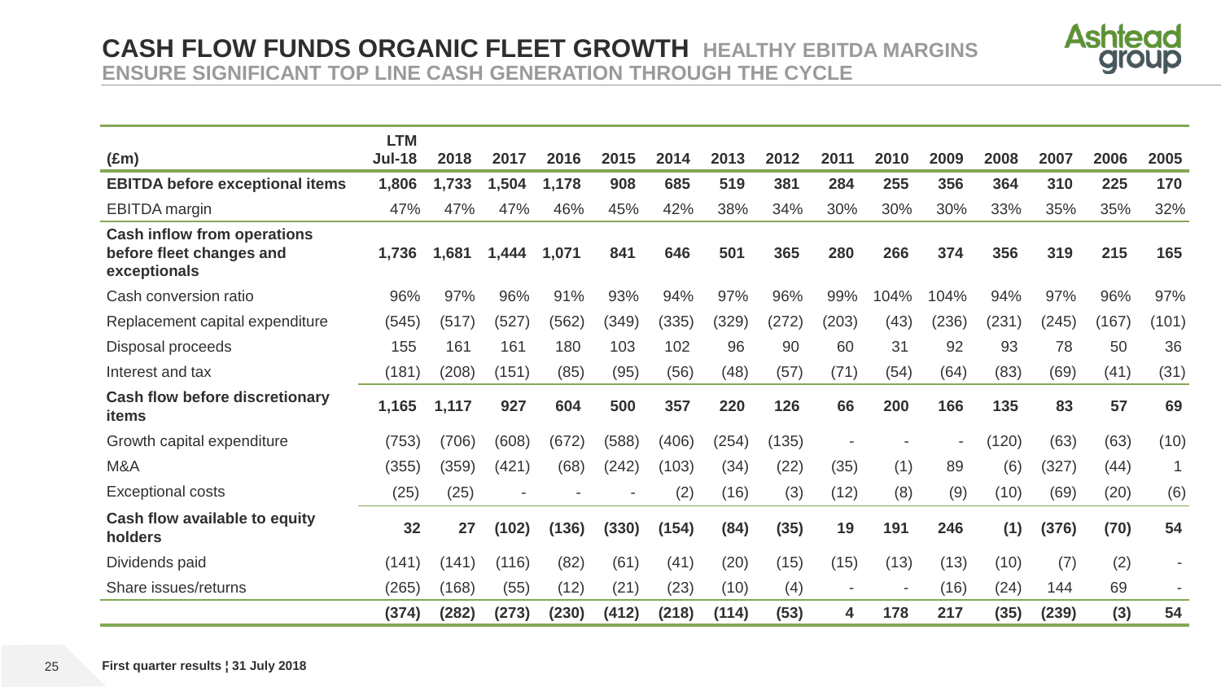# CASH FLOW FUNDS ORGANIC FLEET GROWTH

## HEALTHY EBITDA MARGINS ENSURE SIGNIFICANT TOP LINE CASH GENERATION THROUGH THE CYCLE

| (£m) | LTM Jul-18 | 2018 | 2017 | 2016 | 2015 | 2014 | 2013 | 2012 | 2011 | 2010 | 2009 | 2008 | 2007 | 2006 | 2005 |
|---|---|---|---|---|---|---|---|---|---|---|---|---|---|---|---|
| **EBITDA before exceptional items** | **1,806** | **1,733** | **1,504** | **1,178** | **908** | **685** | **519** | **381** | **284** | **255** | **356** | **364** | **310** | **225** | **170** |
| EBITDA margin | 47% | 47% | 47% | 46% | 45% | 42% | 38% | 34% | 30% | 30% | 30% | 33% | 35% | 35% | 32% |
| **Cash inflow from operations before fleet changes and exceptionals** | **1,736** | **1,681** | **1,444** | **1,071** | **841** | **646** | **501** | **365** | **280** | **266** | **374** | **356** | **319** | **215** | **165** |
| Cash conversion ratio | 96% | 97% | 96% | 91% | 93% | 94% | 97% | 96% | 99% | 104% | 104% | 94% | 97% | 96% | 97% |
| Replacement capital expenditure | (545) | (517) | (527) | (562) | (349) | (335) | (329) | (272) | (203) | (43) | (236) | (231) | (245) | (167) | (101) |
| Disposal proceeds | 155 | 161 | 161 | 180 | 103 | 102 | 96 | 90 | 60 | 31 | 92 | 93 | 78 | 50 | 36 |
| Interest and tax | (181) | (208) | (151) | (85) | (95) | (56) | (48) | (57) | (71) | (54) | (64) | (83) | (69) | (41) | (31) |
| **Cash flow before discretionary items** | **1,165** | **1,117** | **927** | **604** | **500** | **357** | **220** | **126** | **66** | **200** | **166** | **135** | **83** | **57** | **69** |
| Growth capital expenditure | (753) | (706) | (608) | (672) | (588) | (406) | (254) | (135) | - | - | - | (120) | (63) | (63) | (10) |
| M&A | (355) | (359) | (421) | (68) | (242) | (103) | (34) | (22) | (35) | (1) | 89 | (6) | (327) | (44) | 1 |
| Exceptional costs | (25) | (25) | - | - | - | (2) | (16) | (3) | (12) | (8) | (9) | (10) | (69) | (20) | (6) |
| **Cash flow available to equity holders** | **32** | **27** | **(102)** | **(136)** | **(330)** | **(154)** | **(84)** | **(35)** | **19** | **191** | **246** | **(1)** | **(376)** | **(70)** | **54** |
| Dividends paid | (141) | (141) | (116) | (82) | (61) | (41) | (20) | (15) | (15) | (13) | (13) | (10) | (7) | (2) | - |
| Share issues/returns | (265) | (168) | (55) | (12) | (21) | (23) | (10) | (4) | - | - | (16) | (24) | 144 | 69 | - |
| | **(374)** | **(282)** | **(273)** | **(230)** | **(412)** | **(218)** | **(114)** | **(53)** | **4** | **178** | **217** | **(35)** | **(239)** | **(3)** | **54** |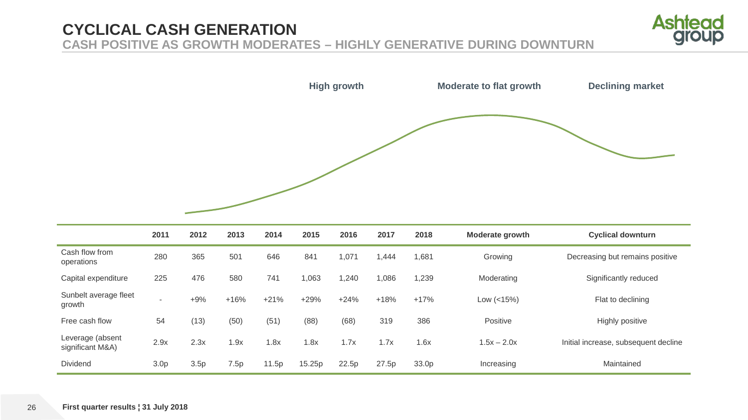# CYCLICAL CASH GENERATION

## CASH POSITIVE AS GROWTH MODERATES – HIGHLY GENERATIVE DURING DOWNTURN

**High growth** | **Moderate to flat growth** | **Declining market**

| | 2011 | 2012 | 2013 | 2014 | 2015 | 2016 | 2017 | 2018 | Moderate growth | Cyclical downturn |
|---|---|---|---|---|---|---|---|---|---|---|
| Cash flow from operations | 280 | 365 | 501 | 646 | 841 | 1,071 | 1,444 | 1,681 | Growing | Decreasing but remains positive |
| Capital expenditure | 225 | 476 | 580 | 741 | 1,063 | 1,240 | 1,086 | 1,239 | Moderating | Significantly reduced |
| Sunbelt average fleet growth | - | +9% | +16% | +21% | +29% | +24% | +18% | +17% | Low (<15%) | Flat to declining |
| Free cash flow | 54 | (13) | (50) | (51) | (88) | (68) | 319 | 386 | Positive | Highly positive |
| Leverage (absent significant M&A) | 2.9x | 2.3x | 1.9x | 1.8x | 1.8x | 1.7x | 1.7x | 1.6x | 1.5x – 2.0x | Initial increase, subsequent decline |
| Dividend | 3.0p | 3.5p | 7.5p | 11.5p | 15.25p | 22.5p | 27.5p | 33.0p | Increasing | Maintained |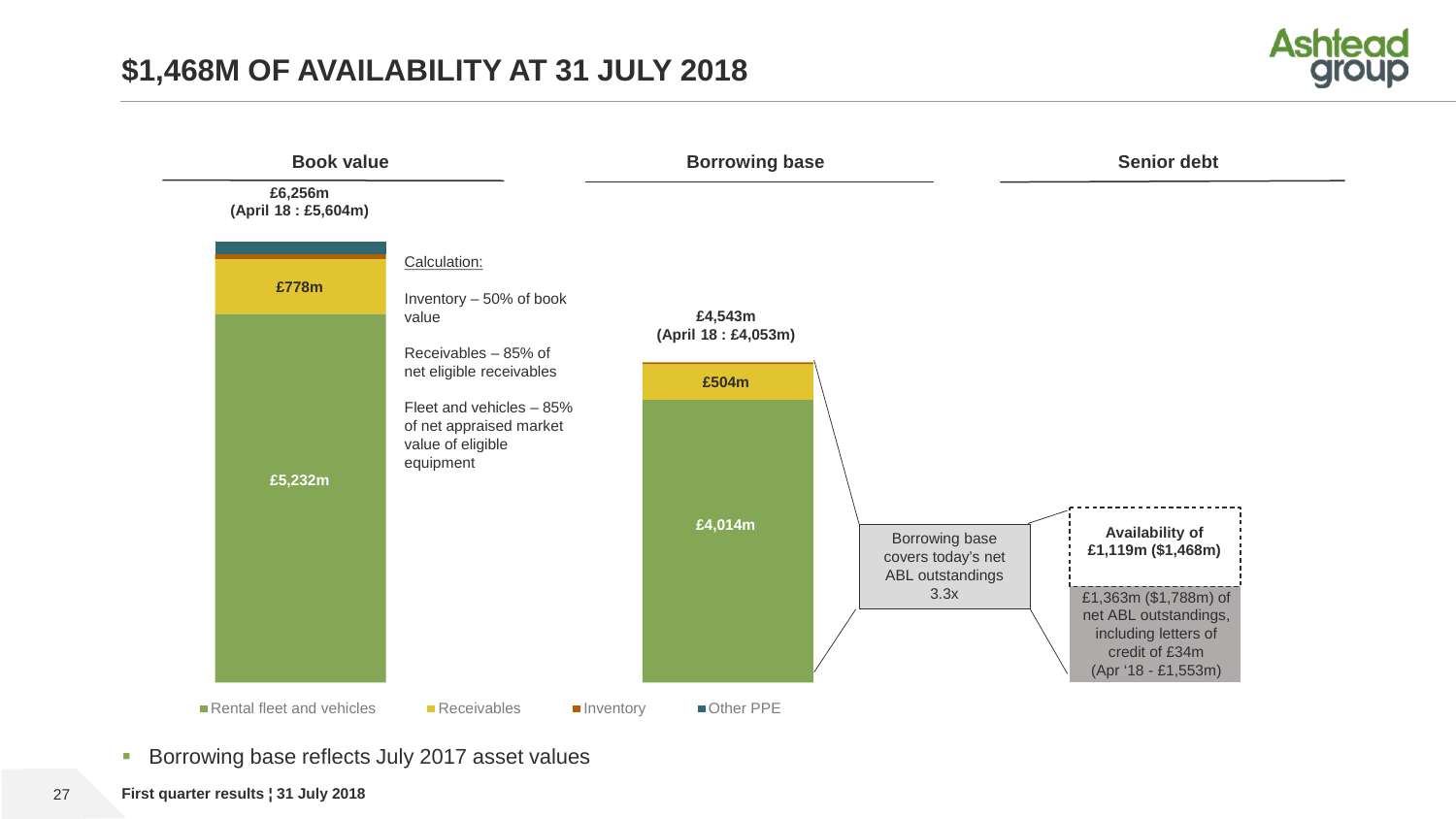# $1,468M OF AVAILABILITY AT 31 JULY 2018

**Book value**

**£6,256m**
**(April 18 : £5,604m)**

- £778m
- £5,232m

Calculation:

Inventory – 50% of book value

Receivables – 85% of net eligible receivables

Fleet and vehicles – 85% of net appraised market value of eligible equipment

**Borrowing base**

**£4,543m**
**(April 18 : £4,053m)**

- £504m
- £4,014m

Borrowing base covers today's net ABL outstandings 3.3x

**Senior debt**

**Availability of £1,119m ($1,468m)**

£1,363m ($1,788m) of net ABL outstandings, including letters of credit of £34m (Apr '18 - £1,553m)

Rental fleet and vehicles | Receivables | Inventory | Other PPE

- Borrowing base reflects July 2017 asset values

**First quarter results ¦ 31 July 2018**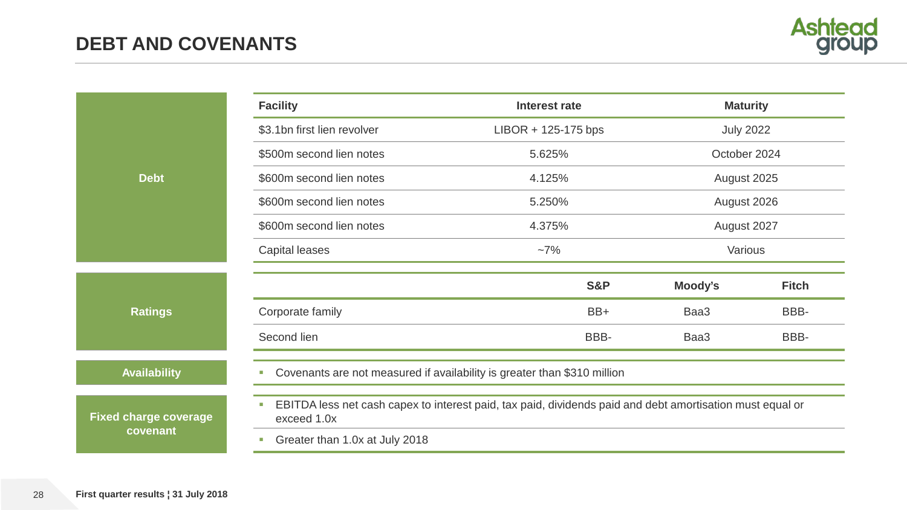# DEBT AND COVENANTS

## Debt

| Facility | Interest rate | Maturity |
|---|---|---|
| $3.1bn first lien revolver | LIBOR + 125-175 bps | July 2022 |
| $500m second lien notes | 5.625% | October 2024 |
| $600m second lien notes | 4.125% | August 2025 |
| $600m second lien notes | 5.250% | August 2026 |
| $600m second lien notes | 4.375% | August 2027 |
| Capital leases | ~7% | Various |

## Ratings

| | S&P | Moody's | Fitch |
|---|---|---|---|
| Corporate family | BB+ | Baa3 | BBB- |
| Second lien | BBB- | Baa3 | BBB- |

## Availability

- Covenants are not measured if availability is greater than $310 million

## Fixed charge coverage covenant

- EBITDA less net cash capex to interest paid, tax paid, dividends paid and debt amortisation must equal or exceed 1.0x
- Greater than 1.0x at July 2018

First quarter results ¦ 31 July 2018